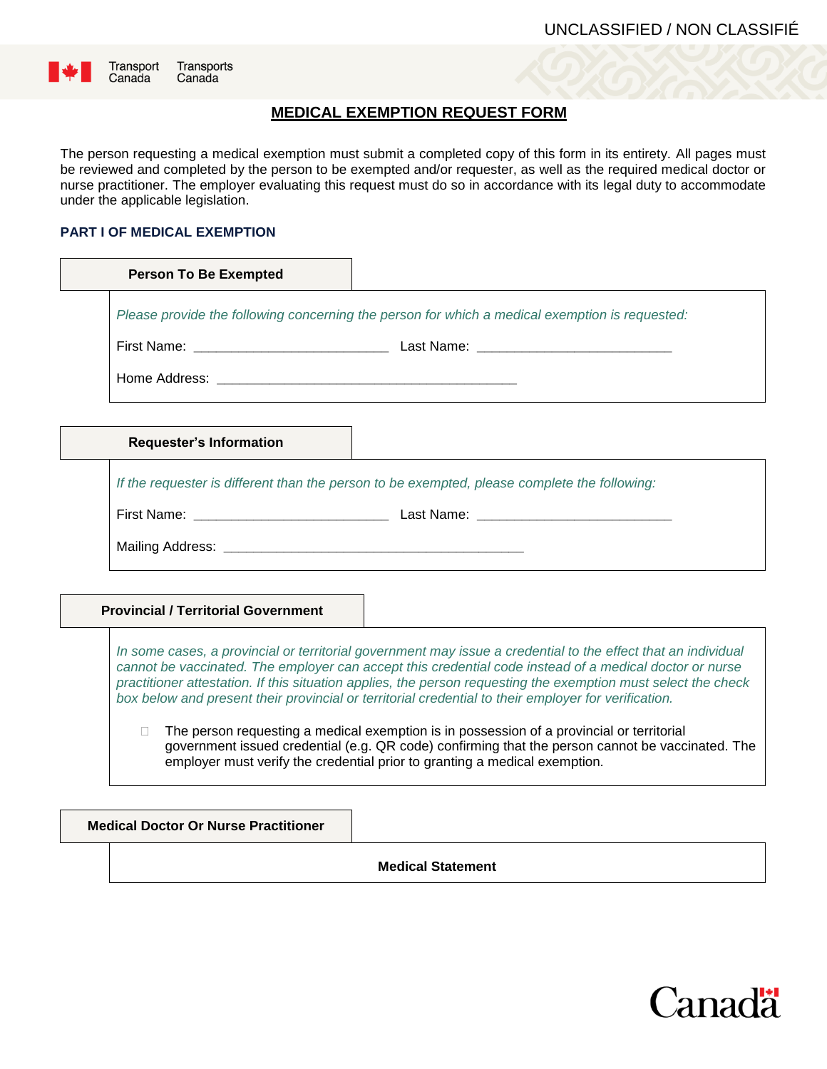UNCLASSIFIED / NON CLASSIFIÉ

Transport Canada    Transports Canada

# MEDICAL EXEMPTION REQUEST FORM

The person requesting a medical exemption must submit a completed copy of this form in its entirety. All pages must be reviewed and completed by the person to be exempted and/or requester, as well as the required medical doctor or nurse practitioner. The employer evaluating this request must do so in accordance with its legal duty to accommodate under the applicable legislation.

## PART I OF MEDICAL EXEMPTION

### Person To Be Exempted

*Please provide the following concerning the person for which a medical exemption is requested:*

First Name: ___________________________ Last Name: ___________________________

Home Address: __________________________________________

### Requester's Information

*If the requester is different than the person to be exempted, please complete the following:*

First Name: ___________________________ Last Name: ___________________________

Mailing Address: __________________________________________

### Provincial / Territorial Government

*In some cases, a provincial or territorial government may issue a credential to the effect that an individual cannot be vaccinated. The employer can accept this credential code instead of a medical doctor or nurse practitioner attestation. If this situation applies, the person requesting the exemption must select the check box below and present their provincial or territorial credential to their employer for verification.*

☐ The person requesting a medical exemption is in possession of a provincial or territorial government issued credential (e.g. QR code) confirming that the person cannot be vaccinated. The employer must verify the credential prior to granting a medical exemption.

### Medical Doctor Or Nurse Practitioner

**Medical Statement**

Canada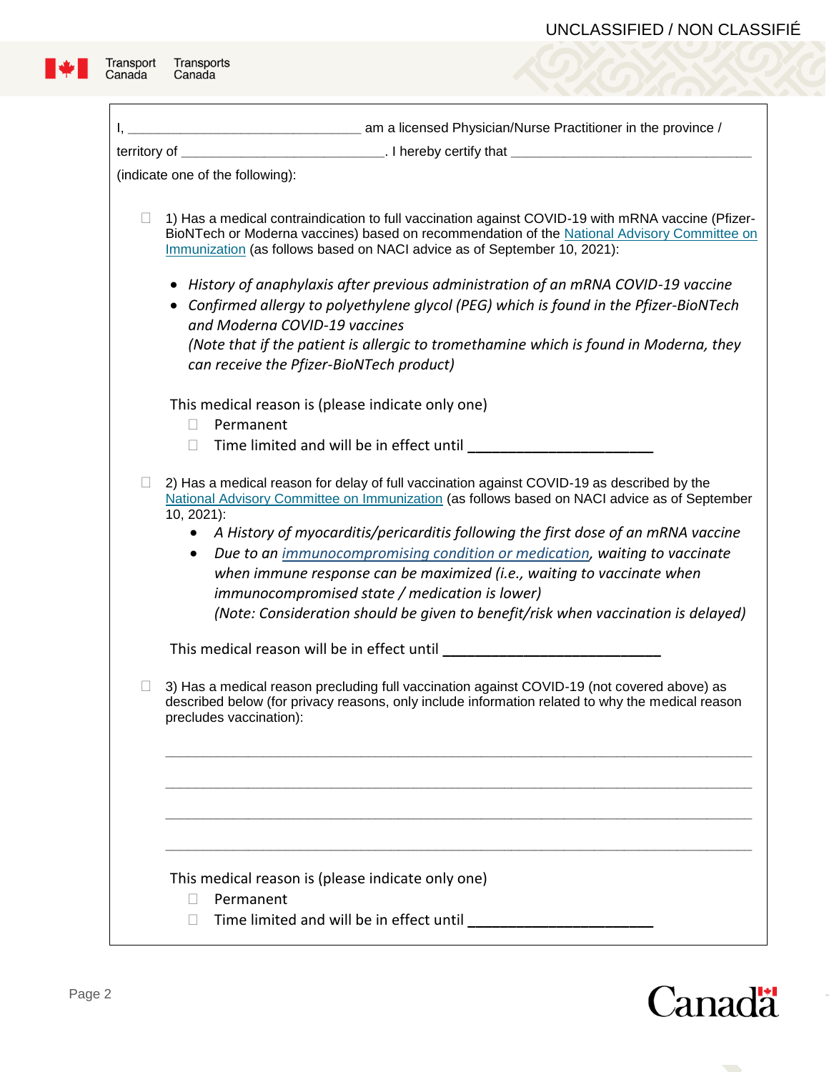I, ______________________________ am a licensed Physician/Nurse Practitioner in the province / territory of __________________________. I hereby certify that ______________________________ (indicate one of the following):

☐ 1) Has a medical contraindication to full vaccination against COVID-19 with mRNA vaccine (Pfizer-BioNTech or Moderna vaccines) based on recommendation of the [National Advisory Committee on Immunization](#) (as follows based on NACI advice as of September 10, 2021):

- *History of anaphylaxis after previous administration of an mRNA COVID-19 vaccine*
- *Confirmed allergy to polyethylene glycol (PEG) which is found in the Pfizer-BioNTech and Moderna COVID-19 vaccines*
  *(Note that if the patient is allergic to tromethamine which is found in Moderna, they can receive the Pfizer-BioNTech product)*

This medical reason is (please indicate only one)

☐ Permanent

☐ Time limited and will be in effect until ______________________

☐ 2) Has a medical reason for delay of full vaccination against COVID-19 as described by the [National Advisory Committee on Immunization](#) (as follows based on NACI advice as of September 10, 2021):

- *A History of myocarditis/pericarditis following the first dose of an mRNA vaccine*
- *Due to an [immunocompromising condition or medication](#), waiting to vaccinate when immune response can be maximized (i.e., waiting to vaccinate when immunocompromised state / medication is lower)*
  *(Note: Consideration should be given to benefit/risk when vaccination is delayed)*

This medical reason will be in effect until ___________________________

☐ 3) Has a medical reason precluding full vaccination against COVID-19 (not covered above) as described below (for privacy reasons, only include information related to why the medical reason precludes vaccination):

_______________________________________________________________________

_______________________________________________________________________

_______________________________________________________________________

_______________________________________________________________________

This medical reason is (please indicate only one)

☐ Permanent

☐ Time limited and will be in effect until ______________________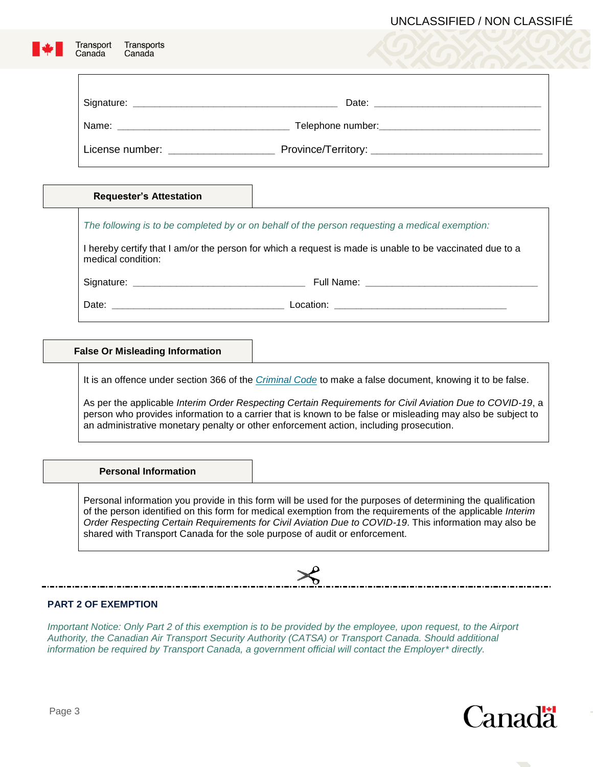Signature: ______________________________________ Date: ______________________________

Name: ________________________________ Telephone number:______________________________

License number: __________________ Province/Territory: ______________________________

## Requester's Attestation

*The following is to be completed by or on behalf of the person requesting a medical exemption:*

I hereby certify that I am/or the person for which a request is made is unable to be vaccinated due to a medical condition:

Signature: ________________________________ Full Name: ________________________________

Date: ________________________________ Location: ________________________________

## False Or Misleading Information

It is an offence under section 366 of the [Criminal Code](Criminal Code) to make a false document, knowing it to be false.

As per the applicable *Interim Order Respecting Certain Requirements for Civil Aviation Due to COVID-19*, a person who provides information to a carrier that is known to be false or misleading may also be subject to an administrative monetary penalty or other enforcement action, including prosecution.

## Personal Information

Personal information you provide in this form will be used for the purposes of determining the qualification of the person identified on this form for medical exemption from the requirements of the applicable *Interim Order Respecting Certain Requirements for Civil Aviation Due to COVID-19*. This information may also be shared with Transport Canada for the sole purpose of audit or enforcement.

---

## PART 2 OF EXEMPTION

*Important Notice: Only Part 2 of this exemption is to be provided by the employee, upon request, to the Airport Authority, the Canadian Air Transport Security Authority (CATSA) or Transport Canada. Should additional information be required by Transport Canada, a government official will contact the Employer* directly.*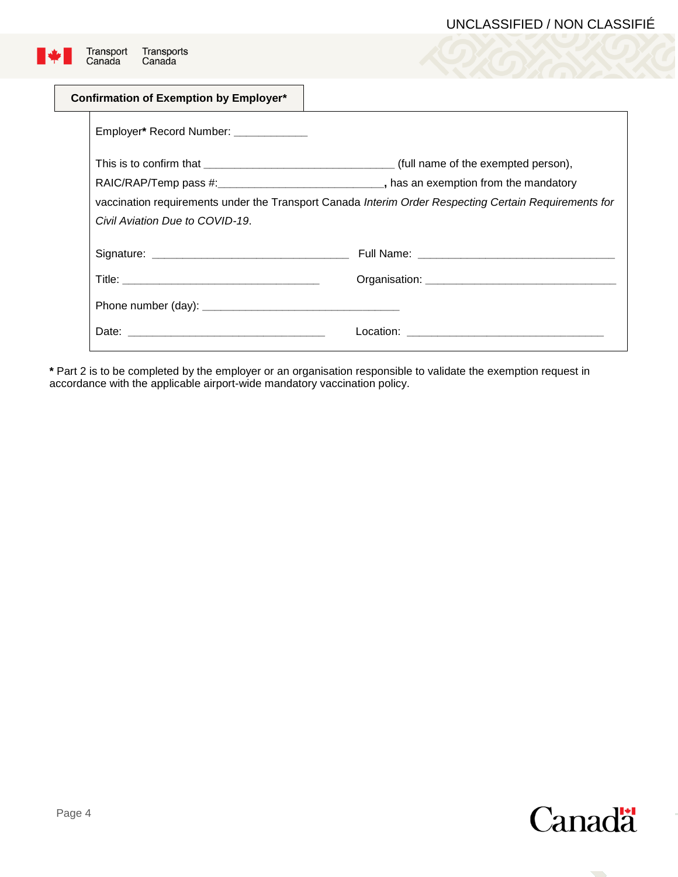## Confirmation of Exemption by Employer*

Employer* Record Number: ____________

This is to confirm that _______________________________ (full name of the exempted person), RAIC/RAP/Temp pass #:___________________________, has an exemption from the mandatory vaccination requirements under the Transport Canada *Interim Order Respecting Certain Requirements for Civil Aviation Due to COVID-19*.

Signature: ________________________________ Full Name: ________________________________

Title: ________________________________ Organisation: ________________________________

Phone number (day): ________________________________

Date: ________________________________ Location: ________________________________

**\*** Part 2 is to be completed by the employer or an organisation responsible to validate the exemption request in accordance with the applicable airport-wide mandatory vaccination policy.